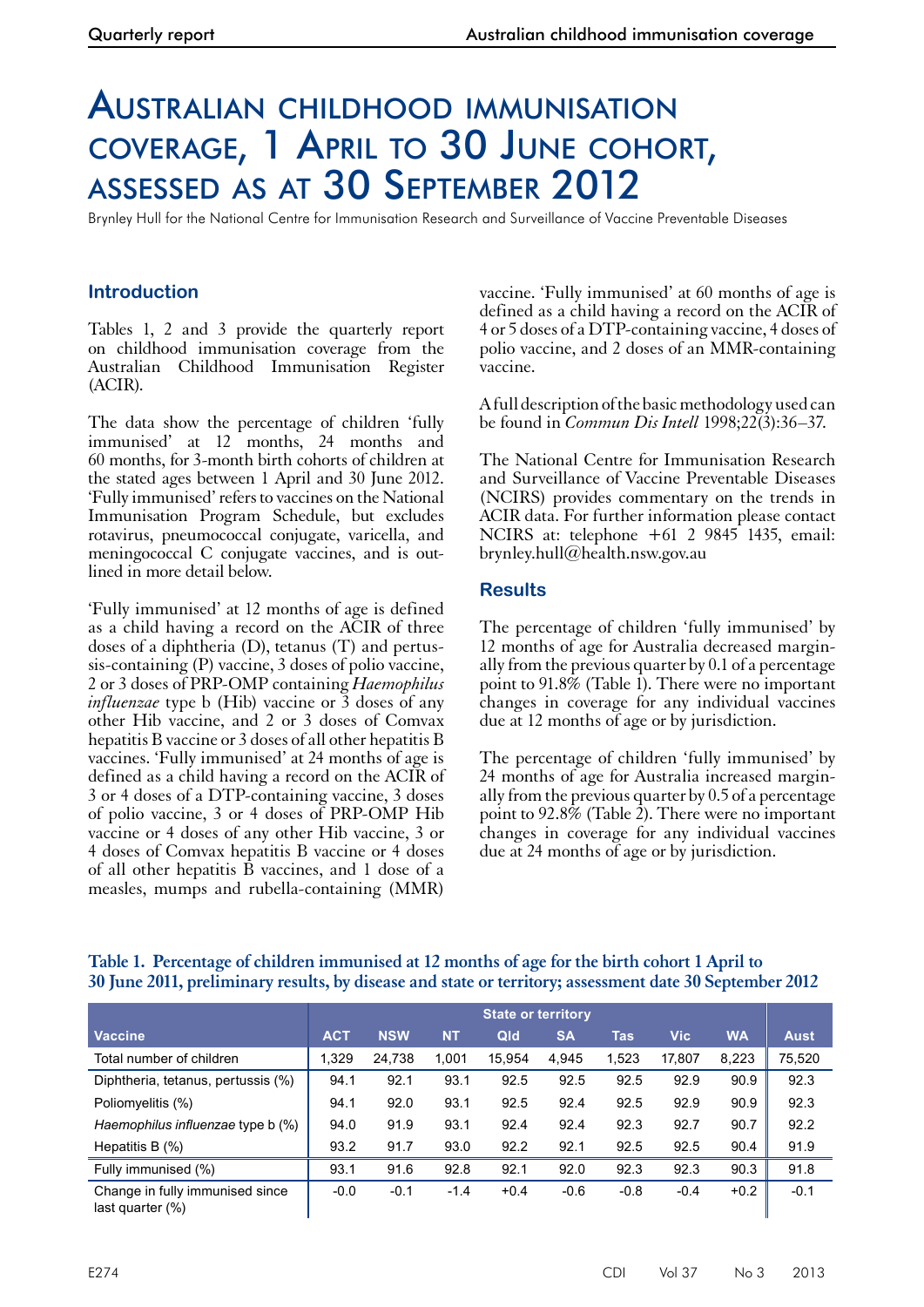# Australian childhood immunisation coverage, 1 April to 30 June cohort, assessed as at 30 September 2012

Brynley Hull for the National Centre for Immunisation Research and Surveillance of Vaccine Preventable Diseases

## Introduction

Tables 1, 2 and 3 provide the quarterly report on childhood immunisation coverage from the Australian Childhood Immunisation Register (ACIR).

The data show the percentage of children 'fully immunised' at 12 months, 24 months and 60 months, for 3-month birth cohorts of children at the stated ages between 1 April and 30 June 2012. 'Fully immunised' refers to vaccines on the National Immunisation Program Schedule, but excludes rotavirus, pneumococcal conjugate, varicella, and meningococcal C conjugate vaccines, and is outlined in more detail below.

'Fully immunised' at 12 months of age is defined as a child having a record on the ACIR of three doses of a diphtheria (D), tetanus (T) and pertussis-containing (P) vaccine, 3 doses of polio vaccine, 2 or 3 doses of PRP-OMP containing *Haemophilus influenzae* type b (Hib) vaccine or 3 doses of any other Hib vaccine, and 2 or 3 doses of Comvax hepatitis B vaccine or 3 doses of all other hepatitis B vaccines. 'Fully immunised' at 24 months of age is defined as a child having a record on the ACIR of 3 or 4 doses of a DTP-containing vaccine, 3 doses of polio vaccine, 3 or 4 doses of PRP-OMP Hib vaccine or 4 doses of any other Hib vaccine, 3 or 4 doses of Comvax hepatitis B vaccine or 4 doses of all other hepatitis B vaccines, and 1 dose of a measles, mumps and rubella-containing (MMR) vaccine. 'Fully immunised' at 60 months of age is defined as a child having a record on the ACIR of 4 or 5 doses of a DTP-containing vaccine, 4 doses of polio vaccine, and 2 doses of an MMR-containing vaccine.

A full description of the basic methodology used can be found in *Commun Dis Intell* 1998;22(3):36–37.

The National Centre for Immunisation Research and Surveillance of Vaccine Preventable Diseases (NCIRS) provides commentary on the trends in ACIR data. For further information please contact NCIRS at: telephone +61 2 9845 1435, email: brynley.hull@health.nsw.gov.au

## Results

The percentage of children 'fully immunised' by 12 months of age for Australia decreased marginally from the previous quarter by 0.1 of a percentage point to 91.8% (Table 1). There were no important changes in coverage for any individual vaccines due at 12 months of age or by jurisdiction.

The percentage of children 'fully immunised' by 24 months of age for Australia increased marginally from the previous quarter by 0.5 of a percentage point to 92.8% (Table 2). There were no important changes in coverage for any individual vaccines due at 24 months of age or by jurisdiction.

**Table 1. Percentage of children immunised at 12 months of age for the birth cohort 1 April to 30 June 2011, preliminary results, by disease and state or territory; assessment date 30 September 2012**

| | State or territory | | | | | | | | |
|---|---|---|---|---|---|---|---|---|---|
| Vaccine | ACT | NSW | NT | Qld | SA | Tas | Vic | WA | Aust |
| Total number of children | 1,329 | 24,738 | 1,001 | 15,954 | 4,945 | 1,523 | 17,807 | 8,223 | 75,520 |
| Diphtheria, tetanus, pertussis (%) | 94.1 | 92.1 | 93.1 | 92.5 | 92.5 | 92.5 | 92.9 | 90.9 | 92.3 |
| Poliomyelitis (%) | 94.1 | 92.0 | 93.1 | 92.5 | 92.4 | 92.5 | 92.9 | 90.9 | 92.3 |
| *Haemophilus influenzae* type b (%) | 94.0 | 91.9 | 93.1 | 92.4 | 92.4 | 92.3 | 92.7 | 90.7 | 92.2 |
| Hepatitis B (%) | 93.2 | 91.7 | 93.0 | 92.2 | 92.1 | 92.5 | 92.5 | 90.4 | 91.9 |
| Fully immunised (%) | 93.1 | 91.6 | 92.8 | 92.1 | 92.0 | 92.3 | 92.3 | 90.3 | 91.8 |
| Change in fully immunised since last quarter (%) | -0.0 | -0.1 | -1.4 | +0.4 | -0.6 | -0.8 | -0.4 | +0.2 | -0.1 |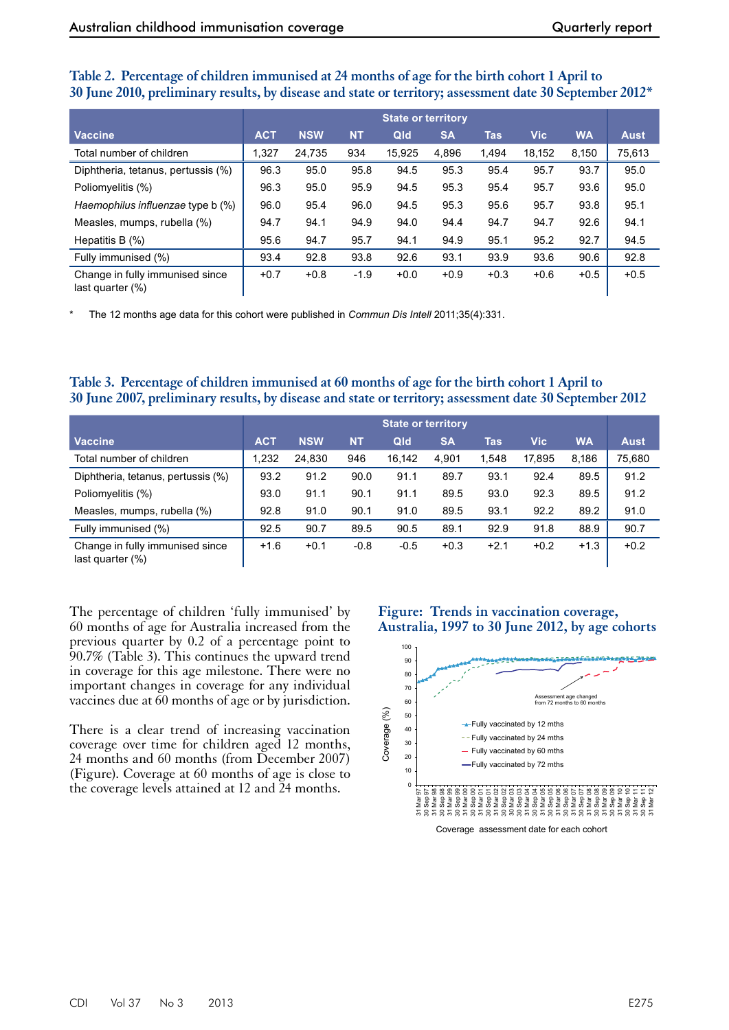**Table 2. Percentage of children immunised at 24 months of age for the birth cohort 1 April to 30 June 2010, preliminary results, by disease and state or territory; assessment date 30 September 2012***

| Vaccine | State or territory | | | | | | | | |
|---|---|---|---|---|---|---|---|---|---|
| | ACT | NSW | NT | Qld | SA | Tas | Vic | WA | Aust |
| Total number of children | 1,327 | 24,735 | 934 | 15,925 | 4,896 | 1,494 | 18,152 | 8,150 | 75,613 |
| Diphtheria, tetanus, pertussis (%) | 96.3 | 95.0 | 95.8 | 94.5 | 95.3 | 95.4 | 95.7 | 93.7 | 95.0 |
| Poliomyelitis (%) | 96.3 | 95.0 | 95.9 | 94.5 | 95.3 | 95.4 | 95.7 | 93.6 | 95.0 |
| *Haemophilus influenzae* type b (%) | 96.0 | 95.4 | 96.0 | 94.5 | 95.3 | 95.6 | 95.7 | 93.8 | 95.1 |
| Measles, mumps, rubella (%) | 94.7 | 94.1 | 94.9 | 94.0 | 94.4 | 94.7 | 94.7 | 92.6 | 94.1 |
| Hepatitis B (%) | 95.6 | 94.7 | 95.7 | 94.1 | 94.9 | 95.1 | 95.2 | 92.7 | 94.5 |
| Fully immunised (%) | 93.4 | 92.8 | 93.8 | 92.6 | 93.1 | 93.9 | 93.6 | 90.6 | 92.8 |
| Change in fully immunised since last quarter (%) | +0.7 | +0.8 | -1.9 | +0.0 | +0.9 | +0.3 | +0.6 | +0.5 | +0.5 |

\* The 12 months age data for this cohort were published in *Commun Dis Intell* 2011;35(4):331.

**Table 3. Percentage of children immunised at 60 months of age for the birth cohort 1 April to 30 June 2007, preliminary results, by disease and state or territory; assessment date 30 September 2012**

| Vaccine | State or territory | | | | | | | | |
|---|---|---|---|---|---|---|---|---|---|
| | ACT | NSW | NT | Qld | SA | Tas | Vic | WA | Aust |
| Total number of children | 1,232 | 24,830 | 946 | 16,142 | 4,901 | 1,548 | 17,895 | 8,186 | 75,680 |
| Diphtheria, tetanus, pertussis (%) | 93.2 | 91.2 | 90.0 | 91.1 | 89.7 | 93.1 | 92.4 | 89.5 | 91.2 |
| Poliomyelitis (%) | 93.0 | 91.1 | 90.1 | 91.1 | 89.5 | 93.0 | 92.3 | 89.5 | 91.2 |
| Measles, mumps, rubella (%) | 92.8 | 91.0 | 90.1 | 91.0 | 89.5 | 93.1 | 92.2 | 89.2 | 91.0 |
| Fully immunised (%) | 92.5 | 90.7 | 89.5 | 90.5 | 89.1 | 92.9 | 91.8 | 88.9 | 90.7 |
| Change in fully immunised since last quarter (%) | +1.6 | +0.1 | -0.8 | -0.5 | +0.3 | +2.1 | +0.2 | +1.3 | +0.2 |

The percentage of children 'fully immunised' by 60 months of age for Australia increased from the previous quarter by 0.2 of a percentage point to 90.7% (Table 3). This continues the upward trend in coverage for this age milestone. There were no important changes in coverage for any individual vaccines due at 60 months of age or by jurisdiction.

There is a clear trend of increasing vaccination coverage over time for children aged 12 months, 24 months and 60 months (from December 2007) (Figure). Coverage at 60 months of age is close to the coverage levels attained at 12 and 24 months.

**Figure: Trends in vaccination coverage, Australia, 1997 to 30 June 2012, by age cohorts**

Coverage (%)

100
90
80
70
60
50
40
30
20
10
0

Assessment age changed from 72 months to 60 months

Fully vaccinated by 12 mths
Fully vaccinated by 24 mths
Fully vaccinated by 60 mths
Fully vaccinated by 72 mths

31 Mar 97, 30 Sep 97, 31 Mar 98, 30 Sep 98, 31 Mar 99, 30 Sep 99, 31 Mar 00, 30 Sep 00, 31 Mar 01, 30 Sep 01, 31 Mar 02, 30 Sep 02, 31 Mar 03, 30 Sep 03, 31 Mar 04, 30 Sep 04, 31 Mar 05, 30 Sep 05, 31 Mar 06, 30 Sep 06, 31 Mar 07, 30 Sep 07, 31 Mar 08, 30 Sep 08, 31 Mar 09, 30 Sep 09, 31 Mar 10, 30 Sep 10, 31 Mar 11, 30 Sep 11, 31 Mar 12

Coverage assessment date for each cohort